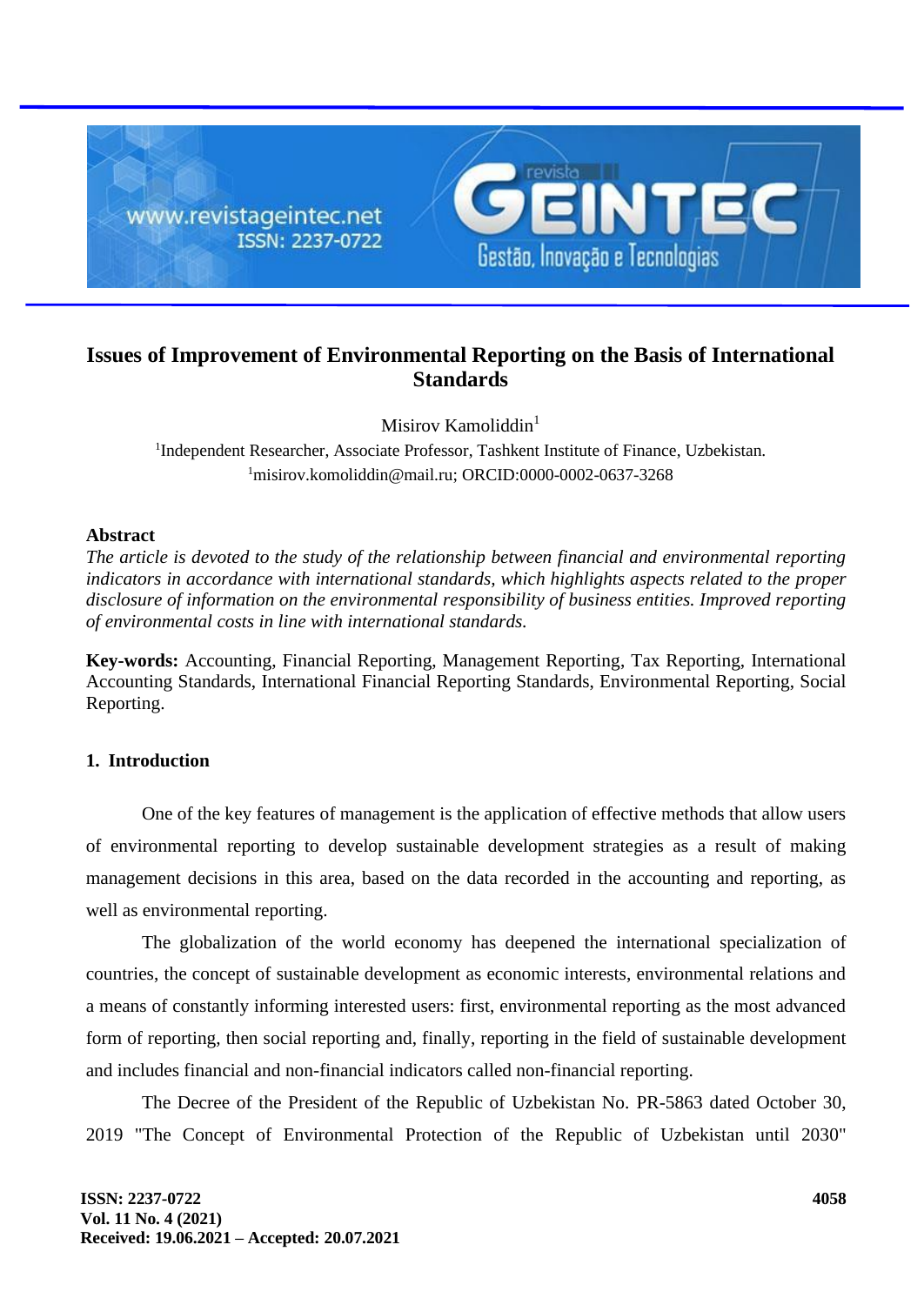# Issues of Improvement of Environmental Reporting on the Basis of International Standards

Misirov Kamoliddin[1]

[1]Independent Researcher, Associate Professor, Tashkent Institute of Finance, Uzbekistan.
[1]misirov.komoliddin@mail.ru; ORCID:0000-0002-0637-3268

**Abstract**

*The article is devoted to the study of the relationship between financial and environmental reporting indicators in accordance with international standards, which highlights aspects related to the proper disclosure of information on the environmental responsibility of business entities. Improved reporting of environmental costs in line with international standards.*

**Key-words:** Accounting, Financial Reporting, Management Reporting, Tax Reporting, International Accounting Standards, International Financial Reporting Standards, Environmental Reporting, Social Reporting.

## 1. Introduction

One of the key features of management is the application of effective methods that allow users of environmental reporting to develop sustainable development strategies as a result of making management decisions in this area, based on the data recorded in the accounting and reporting, as well as environmental reporting.

The globalization of the world economy has deepened the international specialization of countries, the concept of sustainable development as economic interests, environmental relations and a means of constantly informing interested users: first, environmental reporting as the most advanced form of reporting, then social reporting and, finally, reporting in the field of sustainable development and includes financial and non-financial indicators called non-financial reporting.

The Decree of the President of the Republic of Uzbekistan No. PR-5863 dated October 30, 2019 "The Concept of Environmental Protection of the Republic of Uzbekistan until 2030"

Received: 19.06.2021 – Accepted: 20.07.2021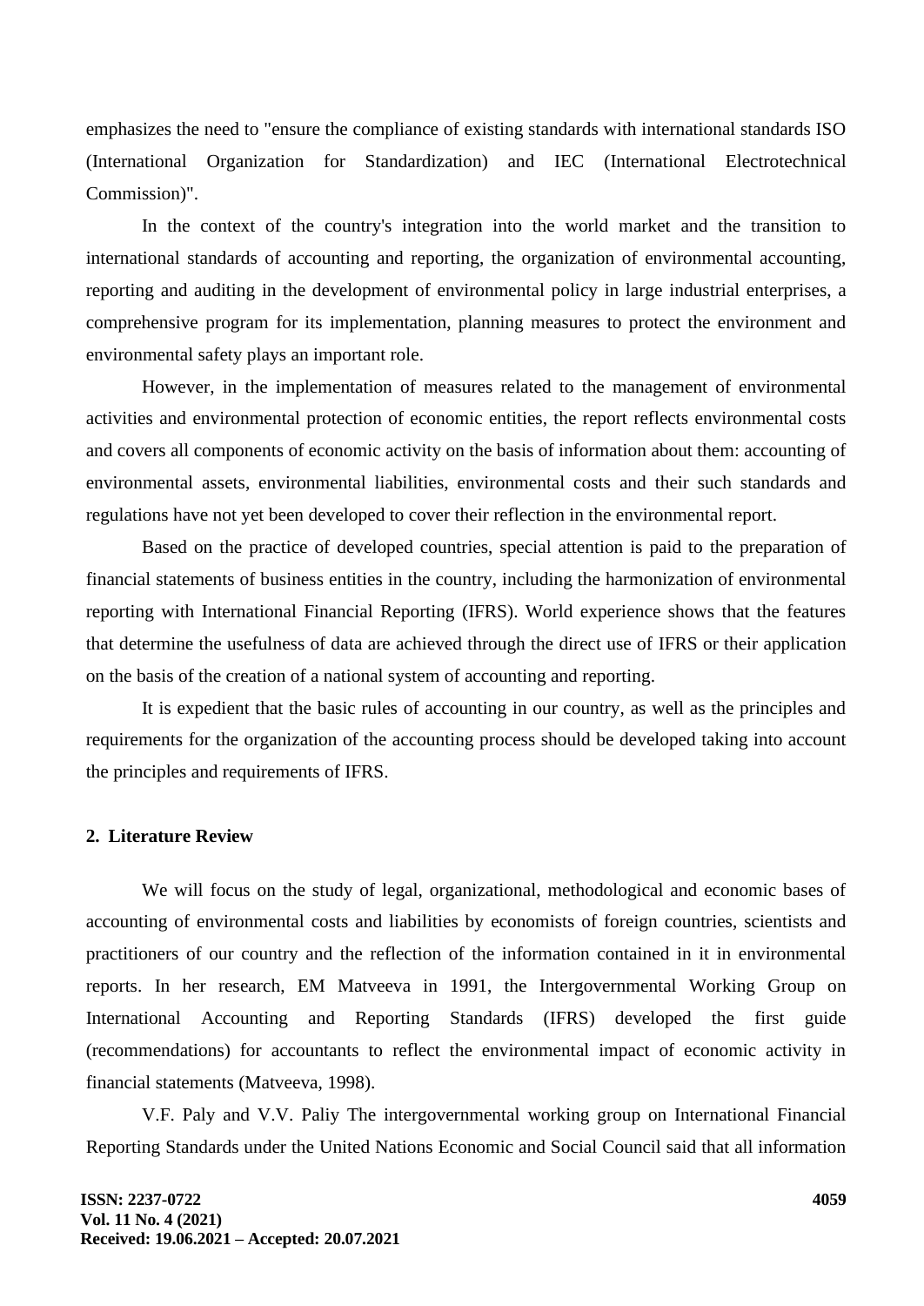emphasizes the need to "ensure the compliance of existing standards with international standards ISO (International Organization for Standardization) and IEC (International Electrotechnical Commission)".

In the context of the country's integration into the world market and the transition to international standards of accounting and reporting, the organization of environmental accounting, reporting and auditing in the development of environmental policy in large industrial enterprises, a comprehensive program for its implementation, planning measures to protect the environment and environmental safety plays an important role.

However, in the implementation of measures related to the management of environmental activities and environmental protection of economic entities, the report reflects environmental costs and covers all components of economic activity on the basis of information about them: accounting of environmental assets, environmental liabilities, environmental costs and their such standards and regulations have not yet been developed to cover their reflection in the environmental report.

Based on the practice of developed countries, special attention is paid to the preparation of financial statements of business entities in the country, including the harmonization of environmental reporting with International Financial Reporting (IFRS). World experience shows that the features that determine the usefulness of data are achieved through the direct use of IFRS or their application on the basis of the creation of a national system of accounting and reporting.

It is expedient that the basic rules of accounting in our country, as well as the principles and requirements for the organization of the accounting process should be developed taking into account the principles and requirements of IFRS.

## 2. Literature Review

We will focus on the study of legal, organizational, methodological and economic bases of accounting of environmental costs and liabilities by economists of foreign countries, scientists and practitioners of our country and the reflection of the information contained in it in environmental reports. In her research, EM Matveeva in 1991, the Intergovernmental Working Group on International Accounting and Reporting Standards (IFRS) developed the first guide (recommendations) for accountants to reflect the environmental impact of economic activity in financial statements (Matveeva, 1998).

V.F. Paly and V.V. Paliy The intergovernmental working group on International Financial Reporting Standards under the United Nations Economic and Social Council said that all information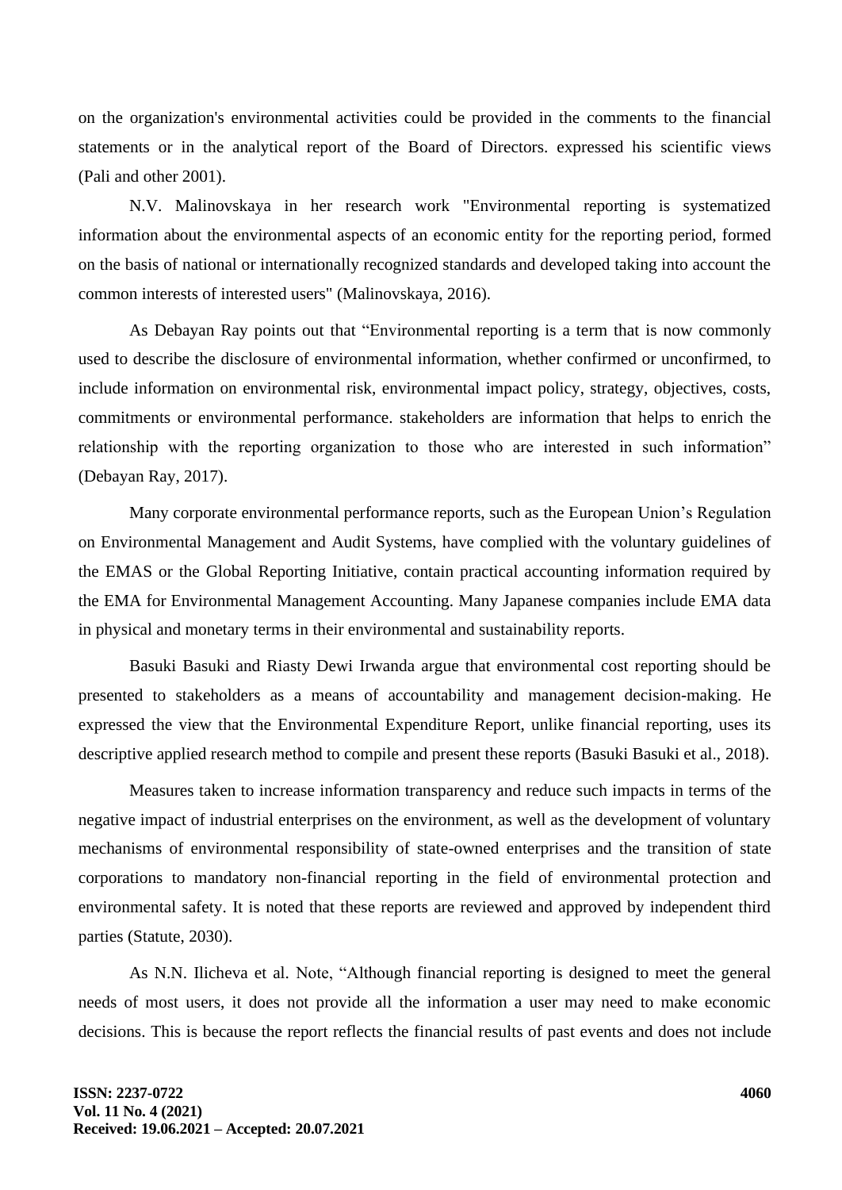on the organization's environmental activities could be provided in the comments to the financial statements or in the analytical report of the Board of Directors. expressed his scientific views (Pali and other 2001).

N.V. Malinovskaya in her research work "Environmental reporting is systematized information about the environmental aspects of an economic entity for the reporting period, formed on the basis of national or internationally recognized standards and developed taking into account the common interests of interested users" (Malinovskaya, 2016).

As Debayan Ray points out that “Environmental reporting is a term that is now commonly used to describe the disclosure of environmental information, whether confirmed or unconfirmed, to include information on environmental risk, environmental impact policy, strategy, objectives, costs, commitments or environmental performance. stakeholders are information that helps to enrich the relationship with the reporting organization to those who are interested in such information” (Debayan Ray, 2017).

Many corporate environmental performance reports, such as the European Union’s Regulation on Environmental Management and Audit Systems, have complied with the voluntary guidelines of the EMAS or the Global Reporting Initiative, contain practical accounting information required by the EMA for Environmental Management Accounting. Many Japanese companies include EMA data in physical and monetary terms in their environmental and sustainability reports.

Basuki Basuki and Riasty Dewi Irwanda argue that environmental cost reporting should be presented to stakeholders as a means of accountability and management decision-making. He expressed the view that the Environmental Expenditure Report, unlike financial reporting, uses its descriptive applied research method to compile and present these reports (Basuki Basuki et al., 2018).

Measures taken to increase information transparency and reduce such impacts in terms of the negative impact of industrial enterprises on the environment, as well as the development of voluntary mechanisms of environmental responsibility of state-owned enterprises and the transition of state corporations to mandatory non-financial reporting in the field of environmental protection and environmental safety. It is noted that these reports are reviewed and approved by independent third parties (Statute, 2030).

As N.N. Ilicheva et al. Note, “Although financial reporting is designed to meet the general needs of most users, it does not provide all the information a user may need to make economic decisions. This is because the report reflects the financial results of past events and does not include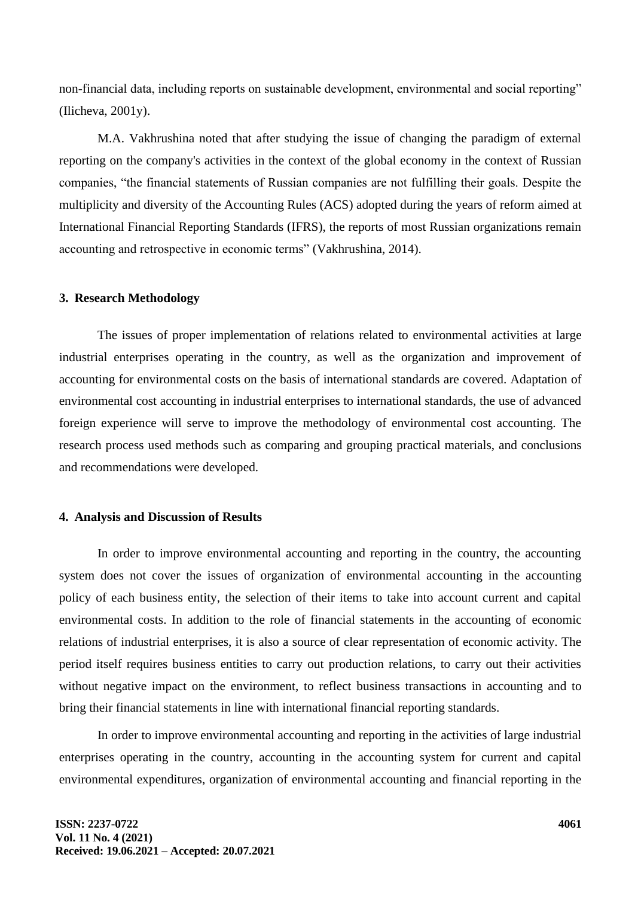non-financial data, including reports on sustainable development, environmental and social reporting" (Ilicheva, 2001y).

M.A. Vakhrushina noted that after studying the issue of changing the paradigm of external reporting on the company's activities in the context of the global economy in the context of Russian companies, "the financial statements of Russian companies are not fulfilling their goals. Despite the multiplicity and diversity of the Accounting Rules (ACS) adopted during the years of reform aimed at International Financial Reporting Standards (IFRS), the reports of most Russian organizations remain accounting and retrospective in economic terms" (Vakhrushina, 2014).

## 3. Research Methodology

The issues of proper implementation of relations related to environmental activities at large industrial enterprises operating in the country, as well as the organization and improvement of accounting for environmental costs on the basis of international standards are covered. Adaptation of environmental cost accounting in industrial enterprises to international standards, the use of advanced foreign experience will serve to improve the methodology of environmental cost accounting. The research process used methods such as comparing and grouping practical materials, and conclusions and recommendations were developed.

## 4. Analysis and Discussion of Results

In order to improve environmental accounting and reporting in the country, the accounting system does not cover the issues of organization of environmental accounting in the accounting policy of each business entity, the selection of their items to take into account current and capital environmental costs. In addition to the role of financial statements in the accounting of economic relations of industrial enterprises, it is also a source of clear representation of economic activity. The period itself requires business entities to carry out production relations, to carry out their activities without negative impact on the environment, to reflect business transactions in accounting and to bring their financial statements in line with international financial reporting standards.

In order to improve environmental accounting and reporting in the activities of large industrial enterprises operating in the country, accounting in the accounting system for current and capital environmental expenditures, organization of environmental accounting and financial reporting in the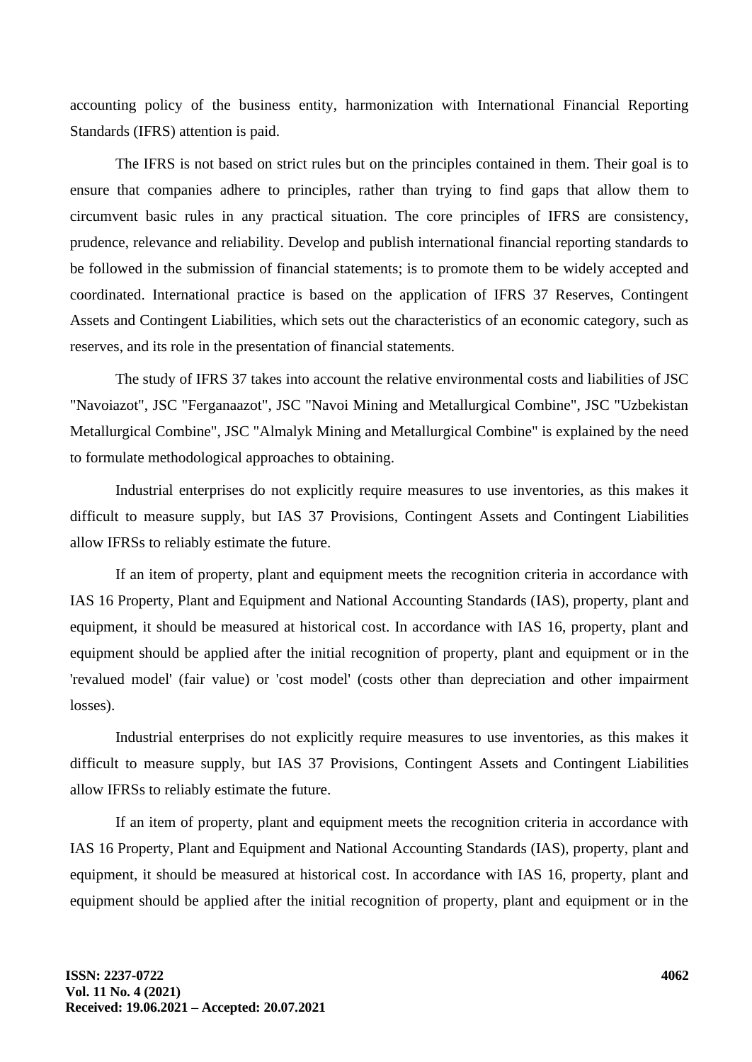accounting policy of the business entity, harmonization with International Financial Reporting Standards (IFRS) attention is paid.

The IFRS is not based on strict rules but on the principles contained in them. Their goal is to ensure that companies adhere to principles, rather than trying to find gaps that allow them to circumvent basic rules in any practical situation. The core principles of IFRS are consistency, prudence, relevance and reliability. Develop and publish international financial reporting standards to be followed in the submission of financial statements; is to promote them to be widely accepted and coordinated. International practice is based on the application of IFRS 37 Reserves, Contingent Assets and Contingent Liabilities, which sets out the characteristics of an economic category, such as reserves, and its role in the presentation of financial statements.

The study of IFRS 37 takes into account the relative environmental costs and liabilities of JSC "Navoiazot", JSC "Ferganaazot", JSC "Navoi Mining and Metallurgical Combine", JSC "Uzbekistan Metallurgical Combine", JSC "Almalyk Mining and Metallurgical Combine" is explained by the need to formulate methodological approaches to obtaining.

Industrial enterprises do not explicitly require measures to use inventories, as this makes it difficult to measure supply, but IAS 37 Provisions, Contingent Assets and Contingent Liabilities allow IFRSs to reliably estimate the future.

If an item of property, plant and equipment meets the recognition criteria in accordance with IAS 16 Property, Plant and Equipment and National Accounting Standards (IAS), property, plant and equipment, it should be measured at historical cost. In accordance with IAS 16, property, plant and equipment should be applied after the initial recognition of property, plant and equipment or in the 'revalued model' (fair value) or 'cost model' (costs other than depreciation and other impairment losses).

Industrial enterprises do not explicitly require measures to use inventories, as this makes it difficult to measure supply, but IAS 37 Provisions, Contingent Assets and Contingent Liabilities allow IFRSs to reliably estimate the future.

If an item of property, plant and equipment meets the recognition criteria in accordance with IAS 16 Property, Plant and Equipment and National Accounting Standards (IAS), property, plant and equipment, it should be measured at historical cost. In accordance with IAS 16, property, plant and equipment should be applied after the initial recognition of property, plant and equipment or in the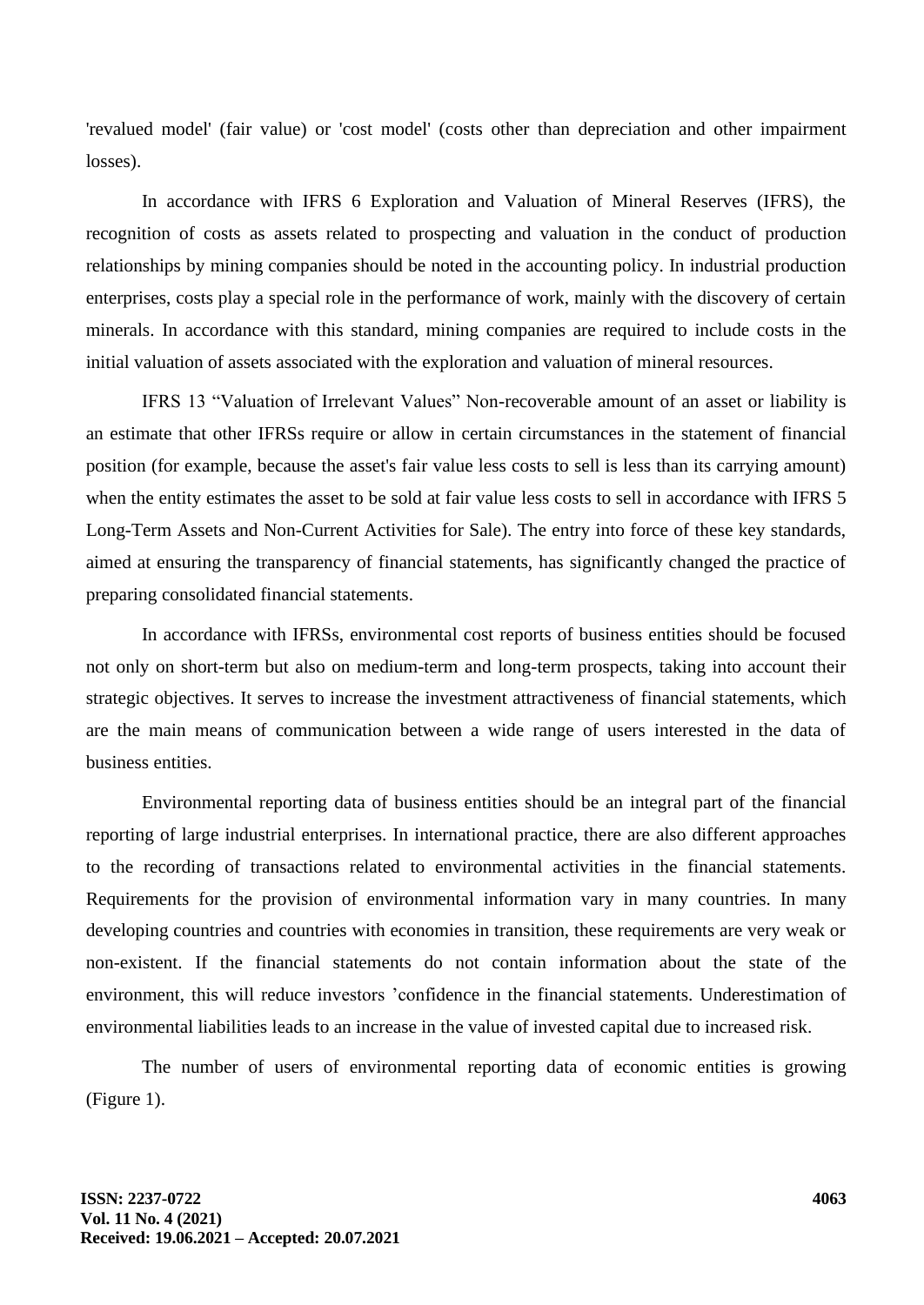'revalued model' (fair value) or 'cost model' (costs other than depreciation and other impairment losses).

In accordance with IFRS 6 Exploration and Valuation of Mineral Reserves (IFRS), the recognition of costs as assets related to prospecting and valuation in the conduct of production relationships by mining companies should be noted in the accounting policy. In industrial production enterprises, costs play a special role in the performance of work, mainly with the discovery of certain minerals. In accordance with this standard, mining companies are required to include costs in the initial valuation of assets associated with the exploration and valuation of mineral resources.

IFRS 13 "Valuation of Irrelevant Values" Non-recoverable amount of an asset or liability is an estimate that other IFRSs require or allow in certain circumstances in the statement of financial position (for example, because the asset's fair value less costs to sell is less than its carrying amount) when the entity estimates the asset to be sold at fair value less costs to sell in accordance with IFRS 5 Long-Term Assets and Non-Current Activities for Sale). The entry into force of these key standards, aimed at ensuring the transparency of financial statements, has significantly changed the practice of preparing consolidated financial statements.

In accordance with IFRSs, environmental cost reports of business entities should be focused not only on short-term but also on medium-term and long-term prospects, taking into account their strategic objectives. It serves to increase the investment attractiveness of financial statements, which are the main means of communication between a wide range of users interested in the data of business entities.

Environmental reporting data of business entities should be an integral part of the financial reporting of large industrial enterprises. In international practice, there are also different approaches to the recording of transactions related to environmental activities in the financial statements. Requirements for the provision of environmental information vary in many countries. In many developing countries and countries with economies in transition, these requirements are very weak or non-existent. If the financial statements do not contain information about the state of the environment, this will reduce investors 'confidence in the financial statements. Underestimation of environmental liabilities leads to an increase in the value of invested capital due to increased risk.

The number of users of environmental reporting data of economic entities is growing (Figure 1).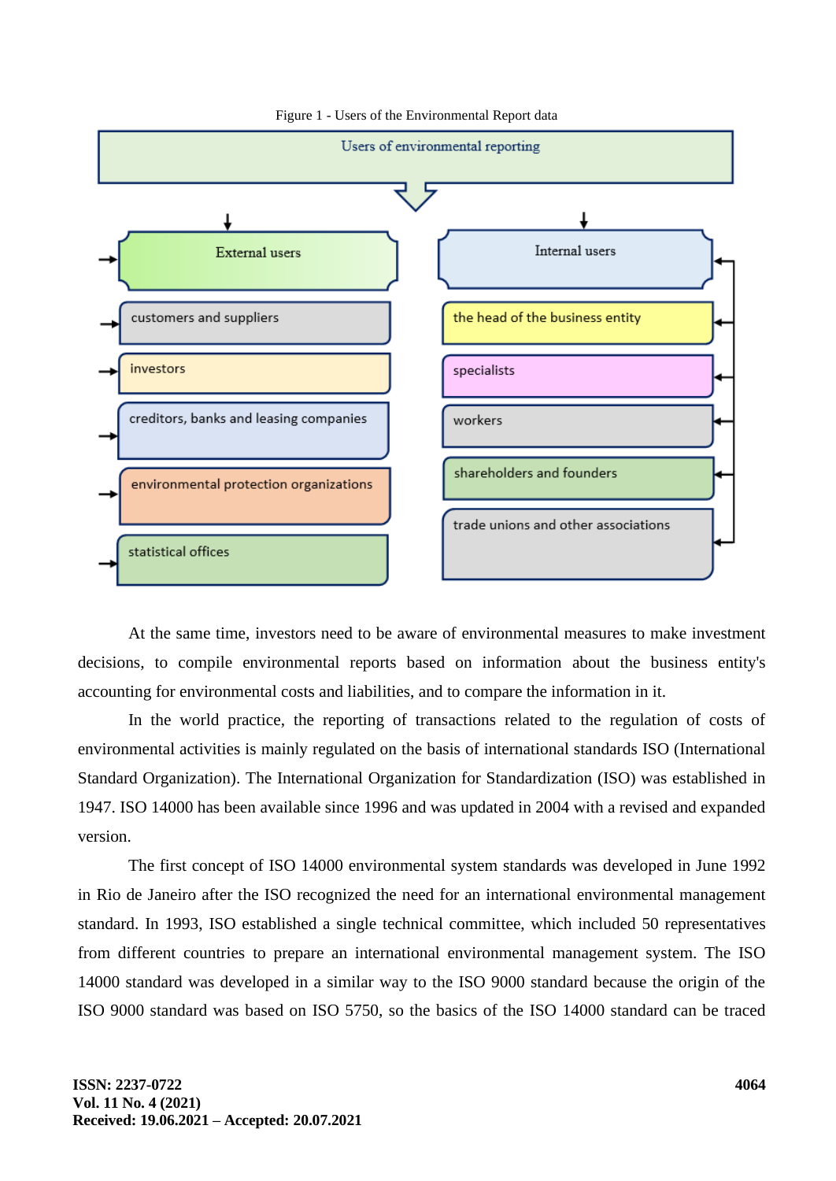Figure 1 - Users of the Environmental Report data

Users of environmental reporting

External users
- customers and suppliers
- investors
- creditors, banks and leasing companies
- environmental protection organizations
- statistical offices

Internal users
- the head of the business entity
- specialists
- workers
- shareholders and founders
- trade unions and other associations

At the same time, investors need to be aware of environmental measures to make investment decisions, to compile environmental reports based on information about the business entity's accounting for environmental costs and liabilities, and to compare the information in it.

In the world practice, the reporting of transactions related to the regulation of costs of environmental activities is mainly regulated on the basis of international standards ISO (International Standard Organization). The International Organization for Standardization (ISO) was established in 1947. ISO 14000 has been available since 1996 and was updated in 2004 with a revised and expanded version.

The first concept of ISO 14000 environmental system standards was developed in June 1992 in Rio de Janeiro after the ISO recognized the need for an international environmental management standard. In 1993, ISO established a single technical committee, which included 50 representatives from different countries to prepare an international environmental management system. The ISO 14000 standard was developed in a similar way to the ISO 9000 standard because the origin of the ISO 9000 standard was based on ISO 5750, so the basics of the ISO 14000 standard can be traced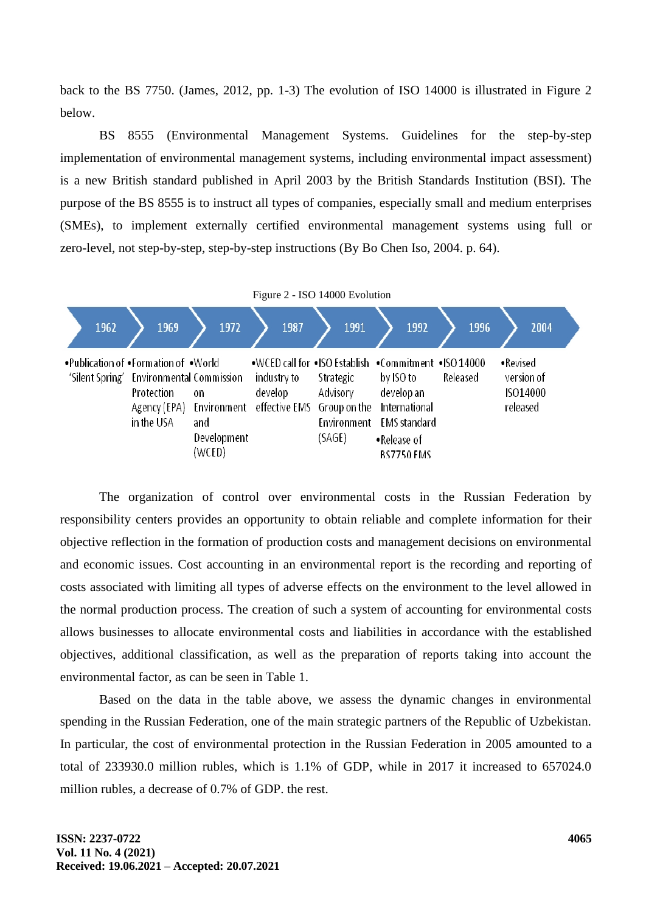back to the BS 7750. (James, 2012, pp. 1-3) The evolution of ISO 14000 is illustrated in Figure 2 below.

BS 8555 (Environmental Management Systems. Guidelines for the step-by-step implementation of environmental management systems, including environmental impact assessment) is a new British standard published in April 2003 by the British Standards Institution (BSI). The purpose of the BS 8555 is to instruct all types of companies, especially small and medium enterprises (SMEs), to implement externally certified environmental management systems using full or zero-level, not step-by-step, step-by-step instructions (By Bo Chen Iso, 2004. p. 64).

Figure 2 - ISO 14000 Evolution

| 1962 | 1969 | 1972 | 1987 | 1991 | 1992 | 1996 | 2004 |
|---|---|---|---|---|---|---|---|
| •Publication of 'Silent Spring' | •Formation of Environmental Protection Agency (EPA) in the USA | •World Commission on Environment and Development (WCED) | •WCED call for industry to develop effective EMS | •ISO Establish Strategic Advisory Group on the Environment (SAGE) | •Commitment by ISO to develop an International EMS standard •Release of BS7750 EMS | •ISO 14000 Released | •Revised version of ISO14000 released |

The organization of control over environmental costs in the Russian Federation by responsibility centers provides an opportunity to obtain reliable and complete information for their objective reflection in the formation of production costs and management decisions on environmental and economic issues. Cost accounting in an environmental report is the recording and reporting of costs associated with limiting all types of adverse effects on the environment to the level allowed in the normal production process. The creation of such a system of accounting for environmental costs allows businesses to allocate environmental costs and liabilities in accordance with the established objectives, additional classification, as well as the preparation of reports taking into account the environmental factor, as can be seen in Table 1.

Based on the data in the table above, we assess the dynamic changes in environmental spending in the Russian Federation, one of the main strategic partners of the Republic of Uzbekistan. In particular, the cost of environmental protection in the Russian Federation in 2005 amounted to a total of 233930.0 million rubles, which is 1.1% of GDP, while in 2017 it increased to 657024.0 million rubles, a decrease of 0.7% of GDP. the rest.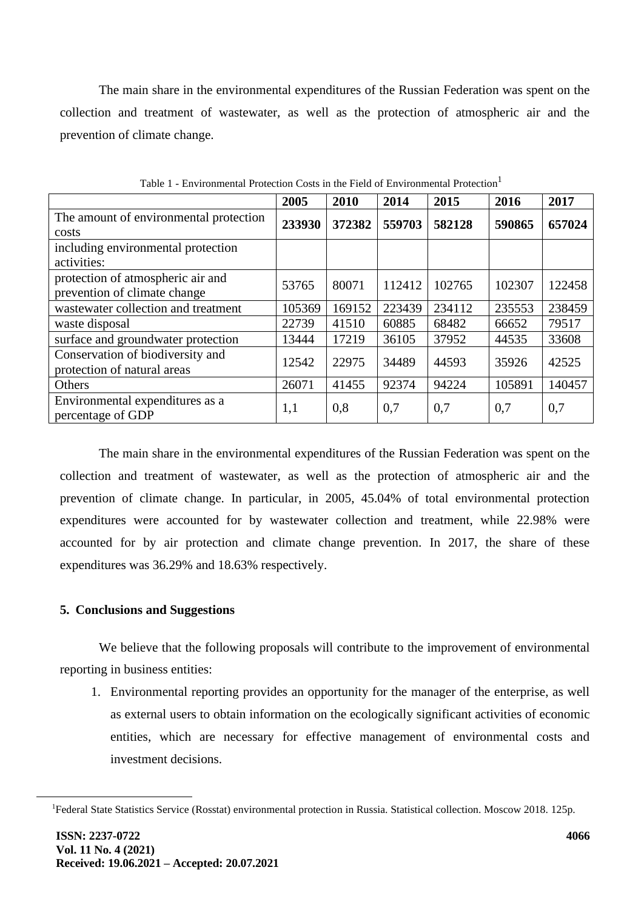The main share in the environmental expenditures of the Russian Federation was spent on the collection and treatment of wastewater, as well as the protection of atmospheric air and the prevention of climate change.

Table 1 - Environmental Protection Costs in the Field of Environmental Protection[1]

| | 2005 | 2010 | 2014 | 2015 | 2016 | 2017 |
|---|---|---|---|---|---|---|
| The amount of environmental protection costs | **233930** | **372382** | **559703** | **582128** | **590865** | **657024** |
| including environmental protection activities: | | | | | | |
| protection of atmospheric air and prevention of climate change | 53765 | 80071 | 112412 | 102765 | 102307 | 122458 |
| wastewater collection and treatment | 105369 | 169152 | 223439 | 234112 | 235553 | 238459 |
| waste disposal | 22739 | 41510 | 60885 | 68482 | 66652 | 79517 |
| surface and groundwater protection | 13444 | 17219 | 36105 | 37952 | 44535 | 33608 |
| Conservation of biodiversity and protection of natural areas | 12542 | 22975 | 34489 | 44593 | 35926 | 42525 |
| Others | 26071 | 41455 | 92374 | 94224 | 105891 | 140457 |
| Environmental expenditures as a percentage of GDP | 1,1 | 0,8 | 0,7 | 0,7 | 0,7 | 0,7 |

The main share in the environmental expenditures of the Russian Federation was spent on the collection and treatment of wastewater, as well as the protection of atmospheric air and the prevention of climate change. In particular, in 2005, 45.04% of total environmental protection expenditures were accounted for by wastewater collection and treatment, while 22.98% were accounted for by air protection and climate change prevention. In 2017, the share of these expenditures was 36.29% and 18.63% respectively.

## 5. Conclusions and Suggestions

We believe that the following proposals will contribute to the improvement of environmental reporting in business entities:

1. Environmental reporting provides an opportunity for the manager of the enterprise, as well as external users to obtain information on the ecologically significant activities of economic entities, which are necessary for effective management of environmental costs and investment decisions.

[1]Federal State Statistics Service (Rosstat) environmental protection in Russia. Statistical collection. Moscow 2018. 125p.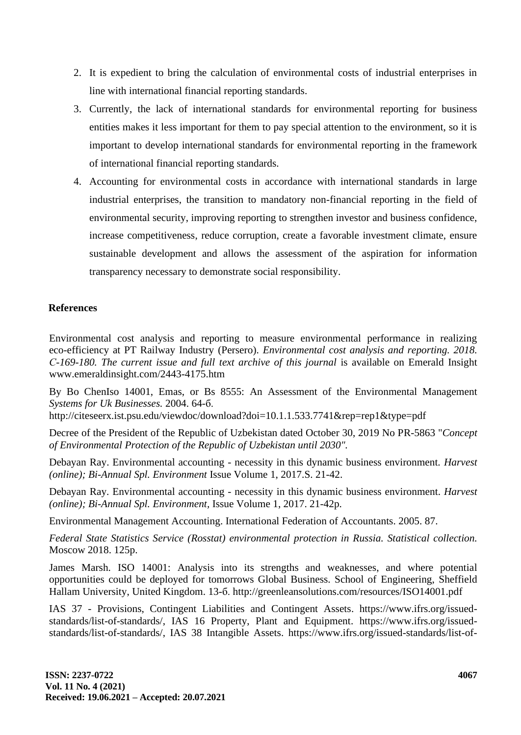2. It is expedient to bring the calculation of environmental costs of industrial enterprises in line with international financial reporting standards.
3. Currently, the lack of international standards for environmental reporting for business entities makes it less important for them to pay special attention to the environment, so it is important to develop international standards for environmental reporting in the framework of international financial reporting standards.
4. Accounting for environmental costs in accordance with international standards in large industrial enterprises, the transition to mandatory non-financial reporting in the field of environmental security, improving reporting to strengthen investor and business confidence, increase competitiveness, reduce corruption, create a favorable investment climate, ensure sustainable development and allows the assessment of the aspiration for information transparency necessary to demonstrate social responsibility.

## References

Environmental cost analysis and reporting to measure environmental performance in realizing eco-efficiency at PT Railway Industry (Persero). *Environmental cost analysis and reporting. 2018. С-169-180. The current issue and full text archive of this journal* is available on Emerald Insight www.emeraldinsight.com/2443-4175.htm

By Bo ChenIso 14001, Emas, or Bs 8555: An Assessment of the Environmental Management *Systems for Uk Businesses.* 2004. 64-б. http://citeseerx.ist.psu.edu/viewdoc/download?doi=10.1.1.533.7741&rep=rep1&type=pdf

Decree of the President of the Republic of Uzbekistan dated October 30, 2019 No PR-5863 "*Concept of Environmental Protection of the Republic of Uzbekistan until 2030".*

Debayan Ray. Environmental accounting - necessity in this dynamic business environment. *Harvest (online); Bi-Annual Spl. Environment* Issue Volume 1, 2017.S. 21-42.

Debayan Ray. Environmental accounting - necessity in this dynamic business environment. *Harvest (online); Bi-Annual Spl. Environment,* Issue Volume 1, 2017. 21-42p.

Environmental Management Accounting. International Federation of Accountants. 2005. 87.

*Federal State Statistics Service (Rosstat) environmental protection in Russia. Statistical collection.* Moscow 2018. 125p.

James Marsh. ISO 14001: Analysis into its strengths and weaknesses, and where potential opportunities could be deployed for tomorrows Global Business. School of Engineering, Sheffield Hallam University, United Kingdom. 13-б. http://greenleansolutions.com/resources/ISO14001.pdf

IAS 37 - Provisions, Contingent Liabilities and Contingent Assets. https://www.ifrs.org/issued-standards/list-of-standards/, IAS 16 Property, Plant and Equipment. https://www.ifrs.org/issued-standards/list-of-standards/, IAS 38 Intangible Assets. https://www.ifrs.org/issued-standards/list-of-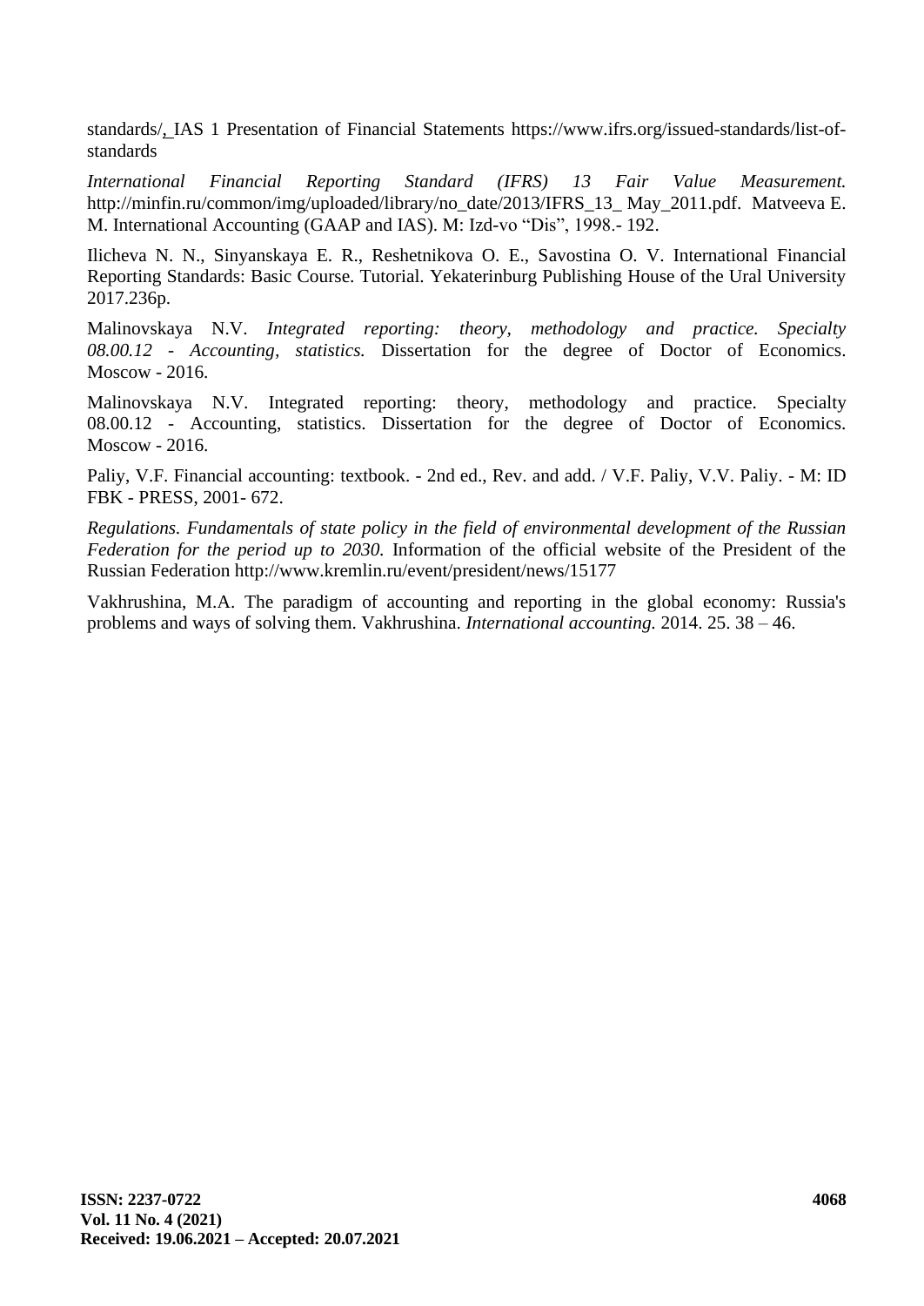standards/, IAS 1 Presentation of Financial Statements https://www.ifrs.org/issued-standards/list-of-standards

*International Financial Reporting Standard (IFRS) 13 Fair Value Measurement.* http://minfin.ru/common/img/uploaded/library/no_date/2013/IFRS_13_ May_2011.pdf. Matveeva E. M. International Accounting (GAAP and IAS). M: Izd-vo "Dis", 1998.- 192.

Ilicheva N. N., Sinyanskaya E. R., Reshetnikova O. E., Savostina O. V. International Financial Reporting Standards: Basic Course. Tutorial. Yekaterinburg Publishing House of the Ural University 2017.236p.

Malinovskaya N.V. *Integrated reporting: theory, methodology and practice. Specialty 08.00.12 - Accounting, statistics.* Dissertation for the degree of Doctor of Economics. Moscow - 2016.

Malinovskaya N.V. Integrated reporting: theory, methodology and practice. Specialty 08.00.12 - Accounting, statistics. Dissertation for the degree of Doctor of Economics. Moscow - 2016.

Paliy, V.F. Financial accounting: textbook. - 2nd ed., Rev. and add. / V.F. Paliy, V.V. Paliy. - M: ID FBK - PRESS, 2001- 672.

*Regulations. Fundamentals of state policy in the field of environmental development of the Russian Federation for the period up to 2030.* Information of the official website of the President of the Russian Federation http://www.kremlin.ru/event/president/news/15177

Vakhrushina, M.A. The paradigm of accounting and reporting in the global economy: Russia's problems and ways of solving them. Vakhrushina. *International accounting.* 2014. 25. 38 – 46.